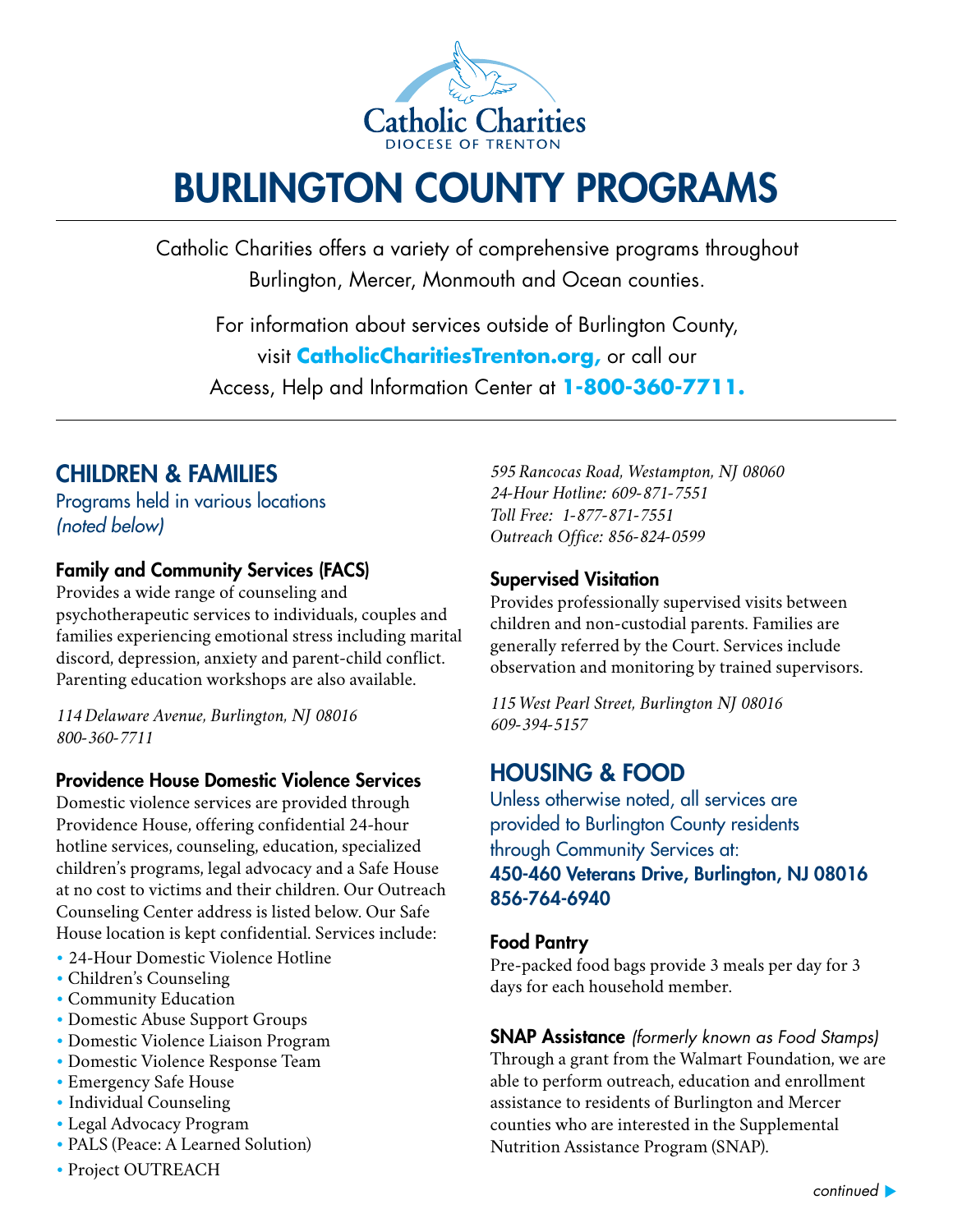Catholic Charities
DIOCESE OF TRENTON

# BURLINGTON COUNTY PROGRAMS

Catholic Charities offers a variety of comprehensive programs throughout Burlington, Mercer, Monmouth and Ocean counties.

For information about services outside of Burlington County, visit **CatholicCharitiesTrenton.org,** or call our Access, Help and Information Center at **1-800-360-7711.**

## CHILDREN & FAMILIES

Programs held in various locations *(noted below)*

### Family and Community Services (FACS)

Provides a wide range of counseling and psychotherapeutic services to individuals, couples and families experiencing emotional stress including marital discord, depression, anxiety and parent-child conflict. Parenting education workshops are also available.

*114 Delaware Avenue, Burlington, NJ 08016*
*800-360-7711*

### Providence House Domestic Violence Services

Domestic violence services are provided through Providence House, offering confidential 24-hour hotline services, counseling, education, specialized children's programs, legal advocacy and a Safe House at no cost to victims and their children. Our Outreach Counseling Center address is listed below. Our Safe House location is kept confidential. Services include:

- 24-Hour Domestic Violence Hotline
- Children's Counseling
- Community Education
- Domestic Abuse Support Groups
- Domestic Violence Liaison Program
- Domestic Violence Response Team
- Emergency Safe House
- Individual Counseling
- Legal Advocacy Program
- PALS (Peace: A Learned Solution)
- Project OUTREACH

*595 Rancocas Road, Westampton, NJ 08060*
*24-Hour Hotline: 609-871-7551*
*Toll Free: 1-877-871-7551*
*Outreach Office: 856-824-0599*

### Supervised Visitation

Provides professionally supervised visits between children and non-custodial parents. Families are generally referred by the Court. Services include observation and monitoring by trained supervisors.

*115 West Pearl Street, Burlington NJ 08016*
*609-394-5157*

## HOUSING & FOOD

Unless otherwise noted, all services are provided to Burlington County residents through Community Services at:
**450-460 Veterans Drive, Burlington, NJ 08016**
**856-764-6940**

### Food Pantry

Pre-packed food bags provide 3 meals per day for 3 days for each household member.

### SNAP Assistance *(formerly known as Food Stamps)*

Through a grant from the Walmart Foundation, we are able to perform outreach, education and enrollment assistance to residents of Burlington and Mercer counties who are interested in the Supplemental Nutrition Assistance Program (SNAP).

*continued*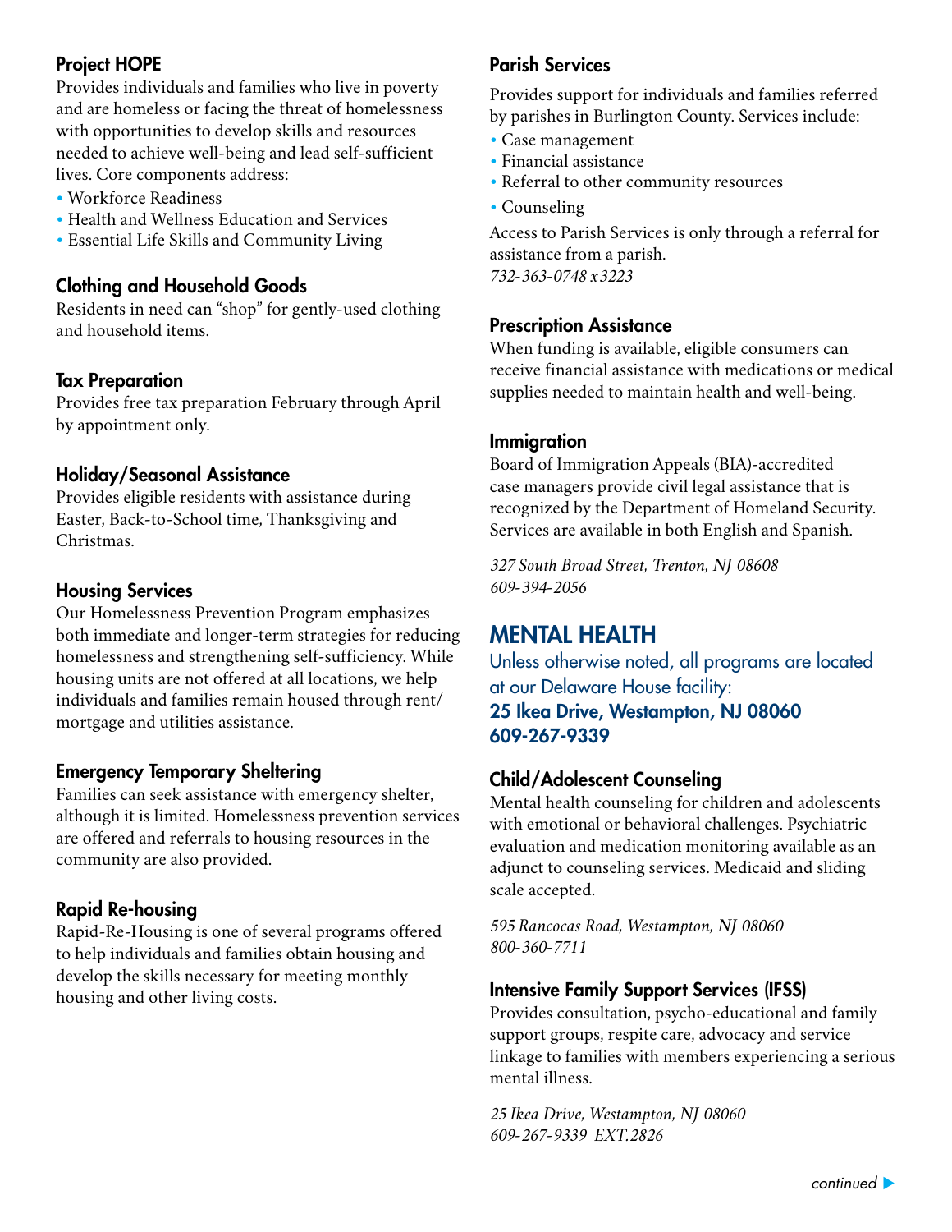### Project HOPE

Provides individuals and families who live in poverty and are homeless or facing the threat of homelessness with opportunities to develop skills and resources needed to achieve well-being and lead self-sufficient lives. Core components address:

- Workforce Readiness
- Health and Wellness Education and Services
- Essential Life Skills and Community Living

### Clothing and Household Goods

Residents in need can "shop" for gently-used clothing and household items.

### Tax Preparation

Provides free tax preparation February through April by appointment only.

### Holiday/Seasonal Assistance

Provides eligible residents with assistance during Easter, Back-to-School time, Thanksgiving and Christmas.

### Housing Services

Our Homelessness Prevention Program emphasizes both immediate and longer-term strategies for reducing homelessness and strengthening self-sufficiency. While housing units are not offered at all locations, we help individuals and families remain housed through rent/mortgage and utilities assistance.

### Emergency Temporary Sheltering

Families can seek assistance with emergency shelter, although it is limited. Homelessness prevention services are offered and referrals to housing resources in the community are also provided.

### Rapid Re-housing

Rapid-Re-Housing is one of several programs offered to help individuals and families obtain housing and develop the skills necessary for meeting monthly housing and other living costs.

### Parish Services

Provides support for individuals and families referred by parishes in Burlington County. Services include:

- Case management
- Financial assistance
- Referral to other community resources
- Counseling

Access to Parish Services is only through a referral for assistance from a parish.
*732-363-0748 x3223*

### Prescription Assistance

When funding is available, eligible consumers can receive financial assistance with medications or medical supplies needed to maintain health and well-being.

### Immigration

Board of Immigration Appeals (BIA)-accredited case managers provide civil legal assistance that is recognized by the Department of Homeland Security. Services are available in both English and Spanish.

*327 South Broad Street, Trenton, NJ 08608*
*609-394-2056*

## MENTAL HEALTH

Unless otherwise noted, all programs are located at our Delaware House facility:
**25 Ikea Drive, Westampton, NJ 08060**
**609-267-9339**

### Child/Adolescent Counseling

Mental health counseling for children and adolescents with emotional or behavioral challenges. Psychiatric evaluation and medication monitoring available as an adjunct to counseling services. Medicaid and sliding scale accepted.

*595 Rancocas Road, Westampton, NJ 08060*
*800-360-7711*

### Intensive Family Support Services (IFSS)

Provides consultation, psycho-educational and family support groups, respite care, advocacy and service linkage to families with members experiencing a serious mental illness.

*25 Ikea Drive, Westampton, NJ 08060*
*609-267-9339 EXT.2826*

*continued* ▶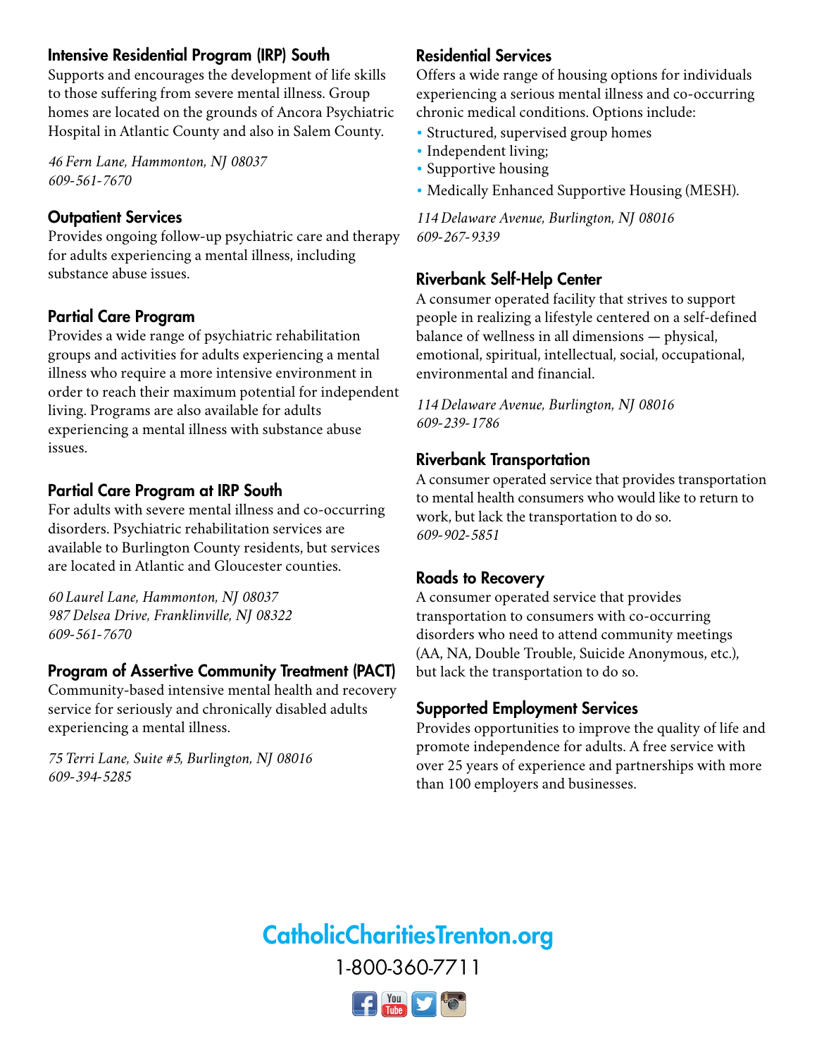### Intensive Residential Program (IRP) South

Supports and encourages the development of life skills to those suffering from severe mental illness. Group homes are located on the grounds of Ancora Psychiatric Hospital in Atlantic County and also in Salem County.

*46 Fern Lane, Hammonton, NJ 08037*
*609-561-7670*

### Outpatient Services

Provides ongoing follow-up psychiatric care and therapy for adults experiencing a mental illness, including substance abuse issues.

### Partial Care Program

Provides a wide range of psychiatric rehabilitation groups and activities for adults experiencing a mental illness who require a more intensive environment in order to reach their maximum potential for independent living. Programs are also available for adults experiencing a mental illness with substance abuse issues.

### Partial Care Program at IRP South

For adults with severe mental illness and co-occurring disorders. Psychiatric rehabilitation services are available to Burlington County residents, but services are located in Atlantic and Gloucester counties.

*60 Laurel Lane, Hammonton, NJ 08037*
*987 Delsea Drive, Franklinville, NJ 08322*
*609-561-7670*

### Program of Assertive Community Treatment (PACT)

Community-based intensive mental health and recovery service for seriously and chronically disabled adults experiencing a mental illness.

*75 Terri Lane, Suite #5, Burlington, NJ 08016*
*609-394-5285*

### Residential Services

Offers a wide range of housing options for individuals experiencing a serious mental illness and co-occurring chronic medical conditions. Options include:

- Structured, supervised group homes
- Independent living;
- Supportive housing
- Medically Enhanced Supportive Housing (MESH).

*114 Delaware Avenue, Burlington, NJ 08016*
*609-267-9339*

### Riverbank Self-Help Center

A consumer operated facility that strives to support people in realizing a lifestyle centered on a self-defined balance of wellness in all dimensions — physical, emotional, spiritual, intellectual, social, occupational, environmental and financial.

*114 Delaware Avenue, Burlington, NJ 08016*
*609-239-1786*

### Riverbank Transportation

A consumer operated service that provides transportation to mental health consumers who would like to return to work, but lack the transportation to do so.
*609-902-5851*

### Roads to Recovery

A consumer operated service that provides transportation to consumers with co-occurring disorders who need to attend community meetings (AA, NA, Double Trouble, Suicide Anonymous, etc.), but lack the transportation to do so.

### Supported Employment Services

Provides opportunities to improve the quality of life and promote independence for adults. A free service with over 25 years of experience and partnerships with more than 100 employers and businesses.

**CatholicCharitiesTrenton.org**

1-800-360-7711